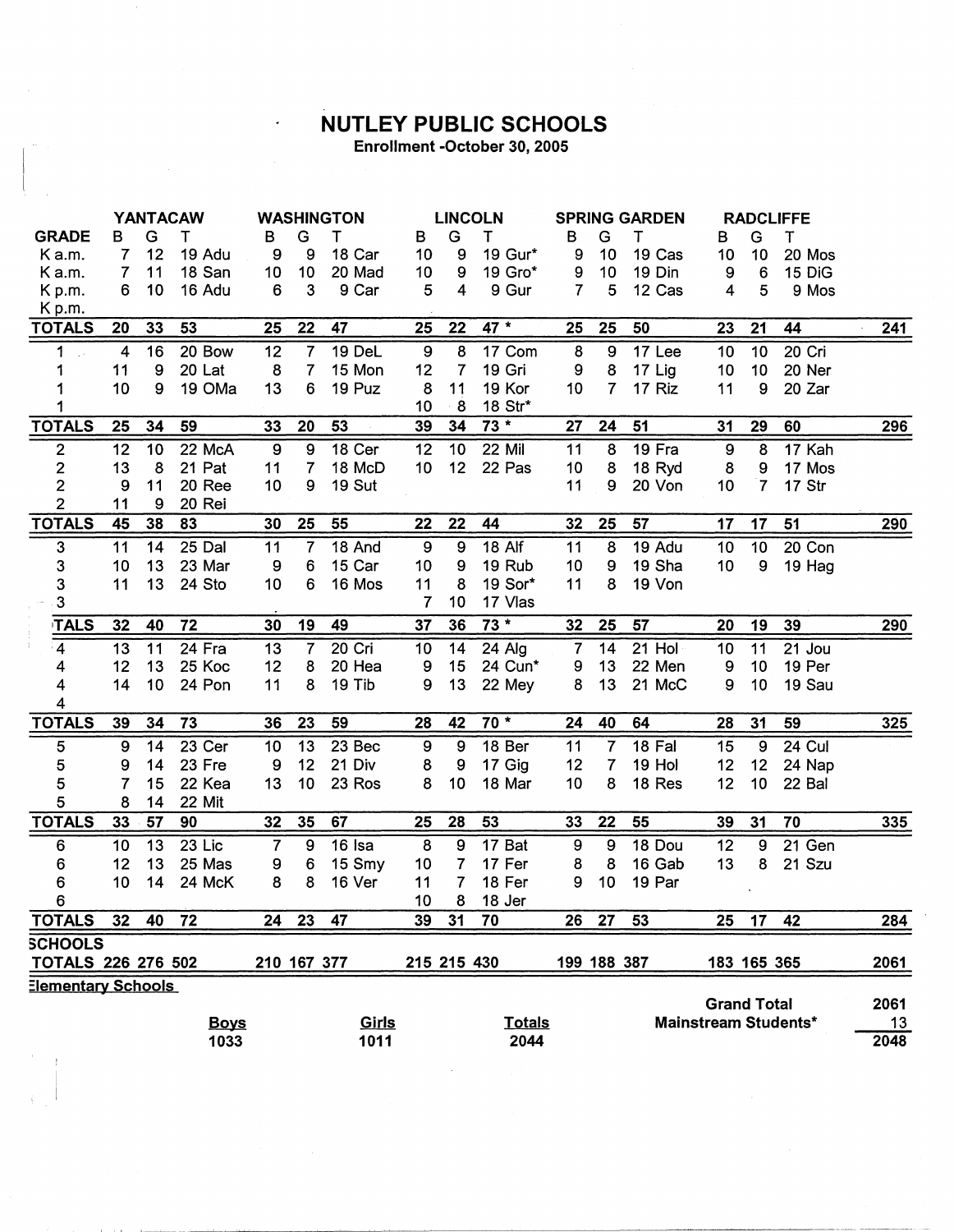# NUTLEY PUBLIC SCHOOLS

**Enrollment -October 30, 2005**

| GRADE | YANTACAW B | G | T | WASHINGTON B | G | T | LINCOLN B | G | T | SPRING GARDEN B | G | T | RADCLIFFE B | G | T | |
|---|---|---|---|---|---|---|---|---|---|---|---|---|---|---|---|---|
| K a.m. | 7 | 12 | 19 Adu | 9 | 9 | 18 Car | 10 | 9 | 19 Gur* | 9 | 10 | 19 Cas | 10 | 10 | 20 Mos | |
| K a.m. | 7 | 11 | 18 San | 10 | 10 | 20 Mad | 10 | 9 | 19 Gro* | 9 | 10 | 19 Din | 9 | 6 | 15 DiG | |
| K p.m. | 6 | 10 | 16 Adu | 6 | 3 | 9 Car | 5 | 4 | 9 Gur | 7 | 5 | 12 Cas | 4 | 5 | 9 Mos | |
| K p.m. | | | | | | | | | | | | | | | | |
| **TOTALS** | **20** | **33** | **53** | **25** | **22** | **47** | **25** | **22** | **47 *** | **25** | **25** | **50** | **23** | **21** | **44** | **241** |
| 1 | 4 | 16 | 20 Bow | 12 | 7 | 19 DeL | 9 | 8 | 17 Com | 8 | 9 | 17 Lee | 10 | 10 | 20 Cri | |
| 1 | 11 | 9 | 20 Lat | 8 | 7 | 15 Mon | 12 | 7 | 19 Gri | 9 | 8 | 17 Lig | 10 | 10 | 20 Ner | |
| 1 | 10 | 9 | 19 OMa | 13 | 6 | 19 Puz | 8 | 11 | 19 Kor | 10 | 7 | 17 Riz | 11 | 9 | 20 Zar | |
| 1 | | | | | | | 10 | 8 | 18 Str* | | | | | | | |
| **TOTALS** | **25** | **34** | **59** | **33** | **20** | **53** | **39** | **34** | **73 *** | **27** | **24** | **51** | **31** | **29** | **60** | **296** |
| 2 | 12 | 10 | 22 McA | 9 | 9 | 18 Cer | 12 | 10 | 22 Mil | 11 | 8 | 19 Fra | 9 | 8 | 17 Kah | |
| 2 | 13 | 8 | 21 Pat | 11 | 7 | 18 McD | 10 | 12 | 22 Pas | 10 | 8 | 18 Ryd | 8 | 9 | 17 Mos | |
| 2 | 9 | 11 | 20 Ree | 10 | 9 | 19 Sut | | | | 11 | 9 | 20 Von | 10 | 7 | 17 Str | |
| 2 | 11 | 9 | 20 Rei | | | | | | | | | | | | | |
| **TOTALS** | **45** | **38** | **83** | **30** | **25** | **55** | **22** | **22** | **44** | **32** | **25** | **57** | **17** | **17** | **51** | **290** |
| 3 | 11 | 14 | 25 Dal | 11 | 7 | 18 And | 9 | 9 | 18 Alf | 11 | 8 | 19 Adu | 10 | 10 | 20 Con | |
| 3 | 10 | 13 | 23 Mar | 9 | 6 | 15 Car | 10 | 9 | 19 Rub | 10 | 9 | 19 Sha | 10 | 9 | 19 Hag | |
| 3 | 11 | 13 | 24 Sto | 10 | 6 | 16 Mos | 11 | 8 | 19 Sor* | 11 | 8 | 19 Von | | | | |
| 3 | | | | | | | 7 | 10 | 17 Vlas | | | | | | | |
| **TALS** | **32** | **40** | **72** | **30** | **19** | **49** | **37** | **36** | **73 *** | **32** | **25** | **57** | **20** | **19** | **39** | **290** |
| 4 | 13 | 11 | 24 Fra | 13 | 7 | 20 Cri | 10 | 14 | 24 Alg | 7 | 14 | 21 Hol | 10 | 11 | 21 Jou | |
| 4 | 12 | 13 | 25 Koc | 12 | 8 | 20 Hea | 9 | 15 | 24 Cun* | 9 | 13 | 22 Men | 9 | 10 | 19 Per | |
| 4 | 14 | 10 | 24 Pon | 11 | 8 | 19 Tib | 9 | 13 | 22 Mey | 8 | 13 | 21 McC | 9 | 10 | 19 Sau | |
| 4 | | | | | | | | | | | | | | | | |
| **TOTALS** | **39** | **34** | **73** | **36** | **23** | **59** | **28** | **42** | **70 *** | **24** | **40** | **64** | **28** | **31** | **59** | **325** |
| 5 | 9 | 14 | 23 Cer | 10 | 13 | 23 Bec | 9 | 9 | 18 Ber | 11 | 7 | 18 Fal | 15 | 9 | 24 Cul | |
| 5 | 9 | 14 | 23 Fre | 9 | 12 | 21 Div | 8 | 9 | 17 Gig | 12 | 7 | 19 Hol | 12 | 12 | 24 Nap | |
| 5 | 7 | 15 | 22 Kea | 13 | 10 | 23 Ros | 8 | 10 | 18 Mar | 10 | 8 | 18 Res | 12 | 10 | 22 Bal | |
| 5 | 8 | 14 | 22 Mit | | | | | | | | | | | | | |
| **TOTALS** | **33** | **57** | **90** | **32** | **35** | **67** | **25** | **28** | **53** | **33** | **22** | **55** | **39** | **31** | **70** | **335** |
| 6 | 10 | 13 | 23 Lic | 7 | 9 | 16 Isa | 8 | 9 | 17 Bat | 9 | 9 | 18 Dou | 12 | 9 | 21 Gen | |
| 6 | 12 | 13 | 25 Mas | 9 | 6 | 15 Smy | 10 | 7 | 17 Fer | 8 | 8 | 16 Gab | 13 | 8 | 21 Szu | |
| 6 | 10 | 14 | 24 McK | 8 | 8 | 16 Ver | 11 | 7 | 18 Fer | 9 | 10 | 19 Par | | | | |
| 6 | | | | | | | 10 | 8 | 18 Jer | | | | | | | |
| **TOTALS** | **32** | **40** | **72** | **24** | **23** | **47** | **39** | **31** | **70** | **26** | **27** | **53** | **25** | **17** | **42** | **284** |
| **SCHOOLS TOTALS** | **226** | **276** | **502** | **210** | **167** | **377** | **215** | **215** | **430** | **199** | **188** | **387** | **183** | **165** | **365** | **2061** |

**Elementary Schools**

| **Boys** | **Girls** | **Totals** |
|---|---|---|
| **1033** | **1011** | **2044** |

| | |
|---|---|
| **Grand Total** | **2061** |
| **Mainstream Students*** | **13** |
| | **2048** |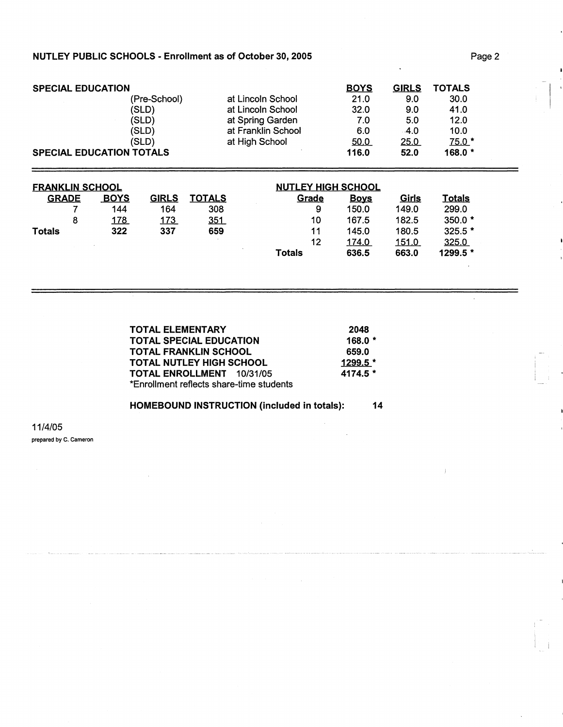**NUTLEY PUBLIC SCHOOLS - Enrollment as of October 30, 2005**

| SPECIAL EDUCATION | | | BOYS | GIRLS | TOTALS |
|---|---|---|---|---|---|
| | (Pre-School) | at Lincoln School | 21.0 | 9.0 | 30.0 |
| | (SLD) | at Lincoln School | 32.0 | 9.0 | 41.0 |
| | (SLD) | at Spring Garden | 7.0 | 5.0 | 12.0 |
| | (SLD) | at Franklin School | 6.0 | 4.0 | 10.0 |
| | (SLD) | at High School | 50.0 | 25.0 | 75.0 * |
| **SPECIAL EDUCATION TOTALS** | | | **116.0** | **52.0** | **168.0 *** |

**FRANKLIN SCHOOL**

| GRADE | BOYS | GIRLS | TOTALS |
|---|---|---|---|
| 7 | 144 | 164 | 308 |
| 8 | 178 | 173 | 351 |
| **Totals** | **322** | **337** | **659** |

**NUTLEY HIGH SCHOOL**

| Grade | Boys | Girls | Totals |
|---|---|---|---|
| 9 | 150.0 | 149.0 | 299.0 |
| 10 | 167.5 | 182.5 | 350.0 * |
| 11 | 145.0 | 180.5 | 325.5 * |
| 12 | 174.0 | 151.0 | 325.0 |
| **Totals** | **636.5** | **663.0** | **1299.5 *** |

| | |
|---|---|
| **TOTAL ELEMENTARY** | **2048** |
| **TOTAL SPECIAL EDUCATION** | **168.0 *** |
| **TOTAL FRANKLIN SCHOOL** | **659.0** |
| **TOTAL NUTLEY HIGH SCHOOL** | **1299.5 *** |
| **TOTAL ENROLLMENT** 10/31/05 | **4174.5 *** |

*Enrollment reflects share-time students

**HOMEBOUND INSTRUCTION (included in totals): 14**

11/4/05

prepared by C. Cameron